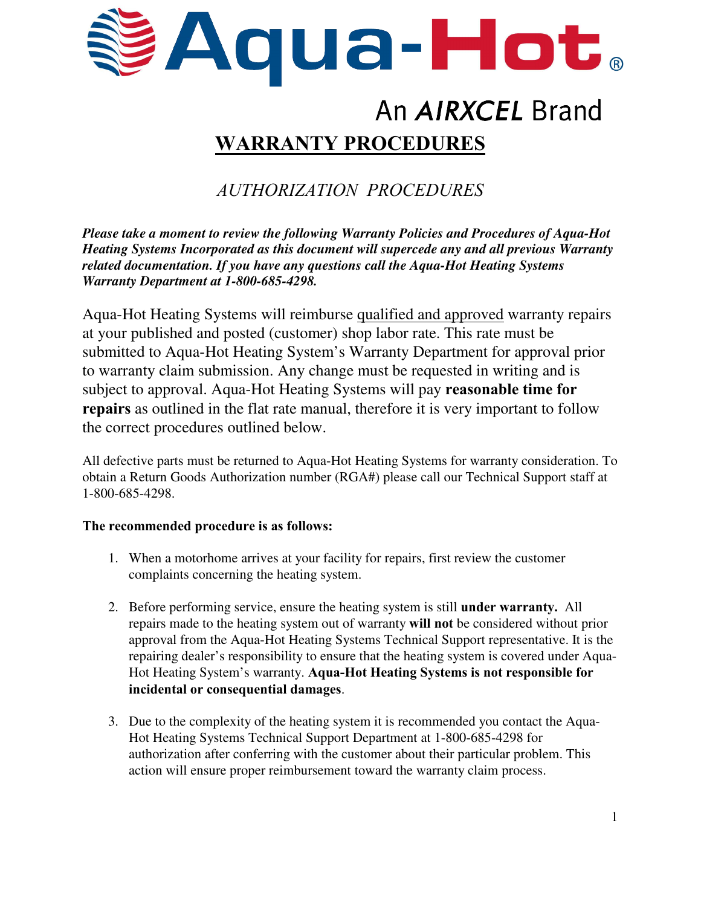Aqua-Hot®

An *AIRXCEL* Brand

# WARRANTY PROCEDURES

## *AUTHORIZATION PROCEDURES*

***Please take a moment to review the following Warranty Policies and Procedures of Aqua-Hot Heating Systems Incorporated as this document will supercede any and all previous Warranty related documentation. If you have any questions call the Aqua-Hot Heating Systems Warranty Department at 1-800-685-4298.***

Aqua-Hot Heating Systems will reimburse qualified and approved warranty repairs at your published and posted (customer) shop labor rate. This rate must be submitted to Aqua-Hot Heating System's Warranty Department for approval prior to warranty claim submission. Any change must be requested in writing and is subject to approval. Aqua-Hot Heating Systems will pay **reasonable time for repairs** as outlined in the flat rate manual, therefore it is very important to follow the correct procedures outlined below.

All defective parts must be returned to Aqua-Hot Heating Systems for warranty consideration. To obtain a Return Goods Authorization number (RGA#) please call our Technical Support staff at 1-800-685-4298.

**The recommended procedure is as follows:**

1. When a motorhome arrives at your facility for repairs, first review the customer complaints concerning the heating system.

2. Before performing service, ensure the heating system is still **under warranty.** All repairs made to the heating system out of warranty **will not** be considered without prior approval from the Aqua-Hot Heating Systems Technical Support representative. It is the repairing dealer's responsibility to ensure that the heating system is covered under Aqua-Hot Heating System's warranty. **Aqua-Hot Heating Systems is not responsible for incidental or consequential damages**.

3. Due to the complexity of the heating system it is recommended you contact the Aqua-Hot Heating Systems Technical Support Department at 1-800-685-4298 for authorization after conferring with the customer about their particular problem. This action will ensure proper reimbursement toward the warranty claim process.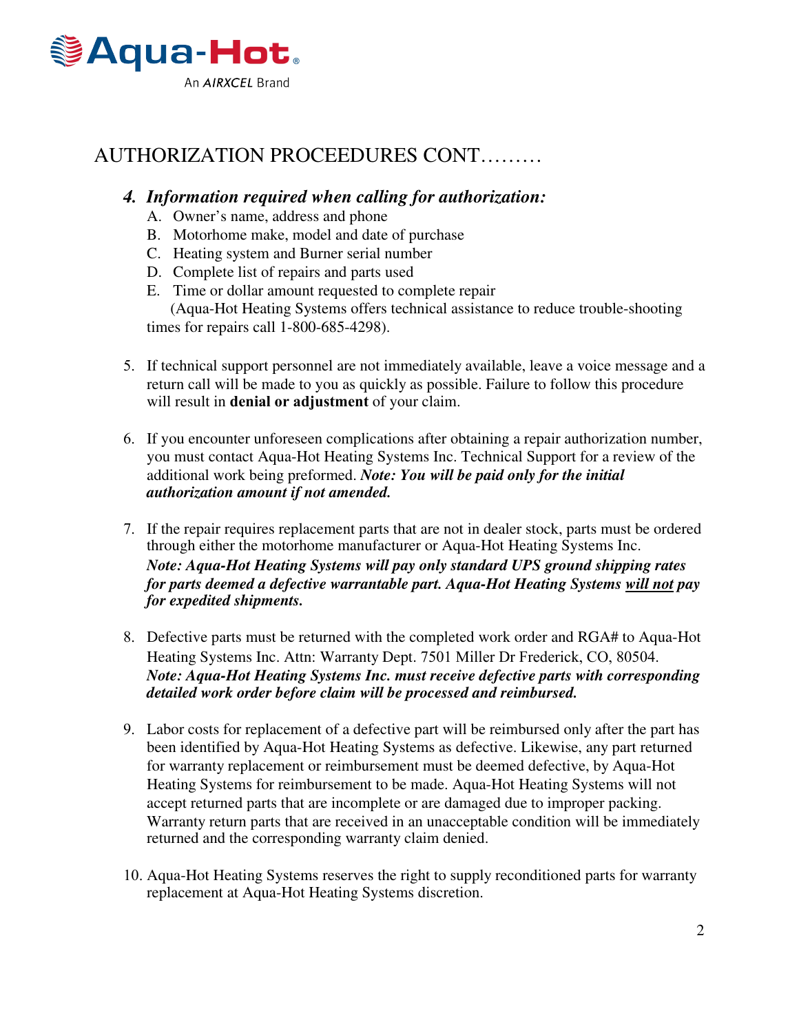Aqua-Hot
An AIRXCEL Brand

## AUTHORIZATION PROCEEDURES CONT………

4. ***Information required when calling for authorization:***
   A. Owner's name, address and phone
   B. Motorhome make, model and date of purchase
   C. Heating system and Burner serial number
   D. Complete list of repairs and parts used
   E. Time or dollar amount requested to complete repair
   (Aqua-Hot Heating Systems offers technical assistance to reduce trouble-shooting times for repairs call 1-800-685-4298).

5. If technical support personnel are not immediately available, leave a voice message and a return call will be made to you as quickly as possible. Failure to follow this procedure will result in **denial or adjustment** of your claim.

6. If you encounter unforeseen complications after obtaining a repair authorization number, you must contact Aqua-Hot Heating Systems Inc. Technical Support for a review of the additional work being preformed. ***Note: You will be paid only for the initial authorization amount if not amended.***

7. If the repair requires replacement parts that are not in dealer stock, parts must be ordered through either the motorhome manufacturer or Aqua-Hot Heating Systems Inc. ***Note: Aqua-Hot Heating Systems will pay only standard UPS ground shipping rates for parts deemed a defective warrantable part. Aqua-Hot Heating Systems <u>will not</u> pay for expedited shipments.***

8. Defective parts must be returned with the completed work order and RGA# to Aqua-Hot Heating Systems Inc. Attn: Warranty Dept. 7501 Miller Dr Frederick, CO, 80504. ***Note: Aqua-Hot Heating Systems Inc. must receive defective parts with corresponding detailed work order before claim will be processed and reimbursed.***

9. Labor costs for replacement of a defective part will be reimbursed only after the part has been identified by Aqua-Hot Heating Systems as defective. Likewise, any part returned for warranty replacement or reimbursement must be deemed defective, by Aqua-Hot Heating Systems for reimbursement to be made. Aqua-Hot Heating Systems will not accept returned parts that are incomplete or are damaged due to improper packing. Warranty return parts that are received in an unacceptable condition will be immediately returned and the corresponding warranty claim denied.

10. Aqua-Hot Heating Systems reserves the right to supply reconditioned parts for warranty replacement at Aqua-Hot Heating Systems discretion.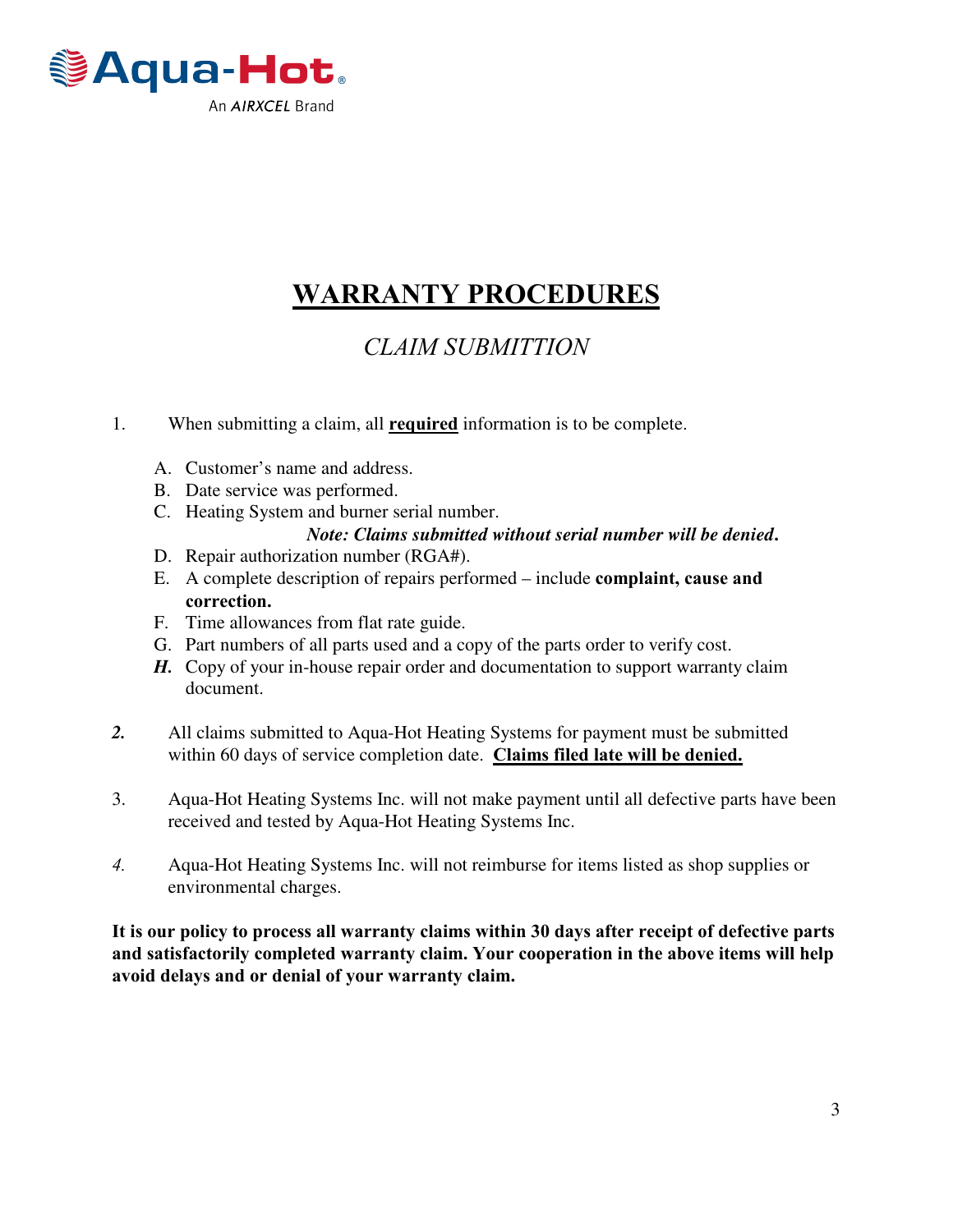# WARRANTY PROCEDURES

## *CLAIM SUBMITTION*

1. When submitting a claim, all **required** information is to be complete.

   A. Customer's name and address.
   B. Date service was performed.
   C. Heating System and burner serial number.
   ***Note: Claims submitted without serial number will be denied.***
   D. Repair authorization number (RGA#).
   E. A complete description of repairs performed – include **complaint, cause and correction.**
   F. Time allowances from flat rate guide.
   G. Part numbers of all parts used and a copy of the parts order to verify cost.
   ***H.*** Copy of your in-house repair order and documentation to support warranty claim document.

2. All claims submitted to Aqua-Hot Heating Systems for payment must be submitted within 60 days of service completion date. **Claims filed late will be denied.**

3. Aqua-Hot Heating Systems Inc. will not make payment until all defective parts have been received and tested by Aqua-Hot Heating Systems Inc.

4. Aqua-Hot Heating Systems Inc. will not reimburse for items listed as shop supplies or environmental charges.

**It is our policy to process all warranty claims within 30 days after receipt of defective parts and satisfactorily completed warranty claim. Your cooperation in the above items will help avoid delays and or denial of your warranty claim.**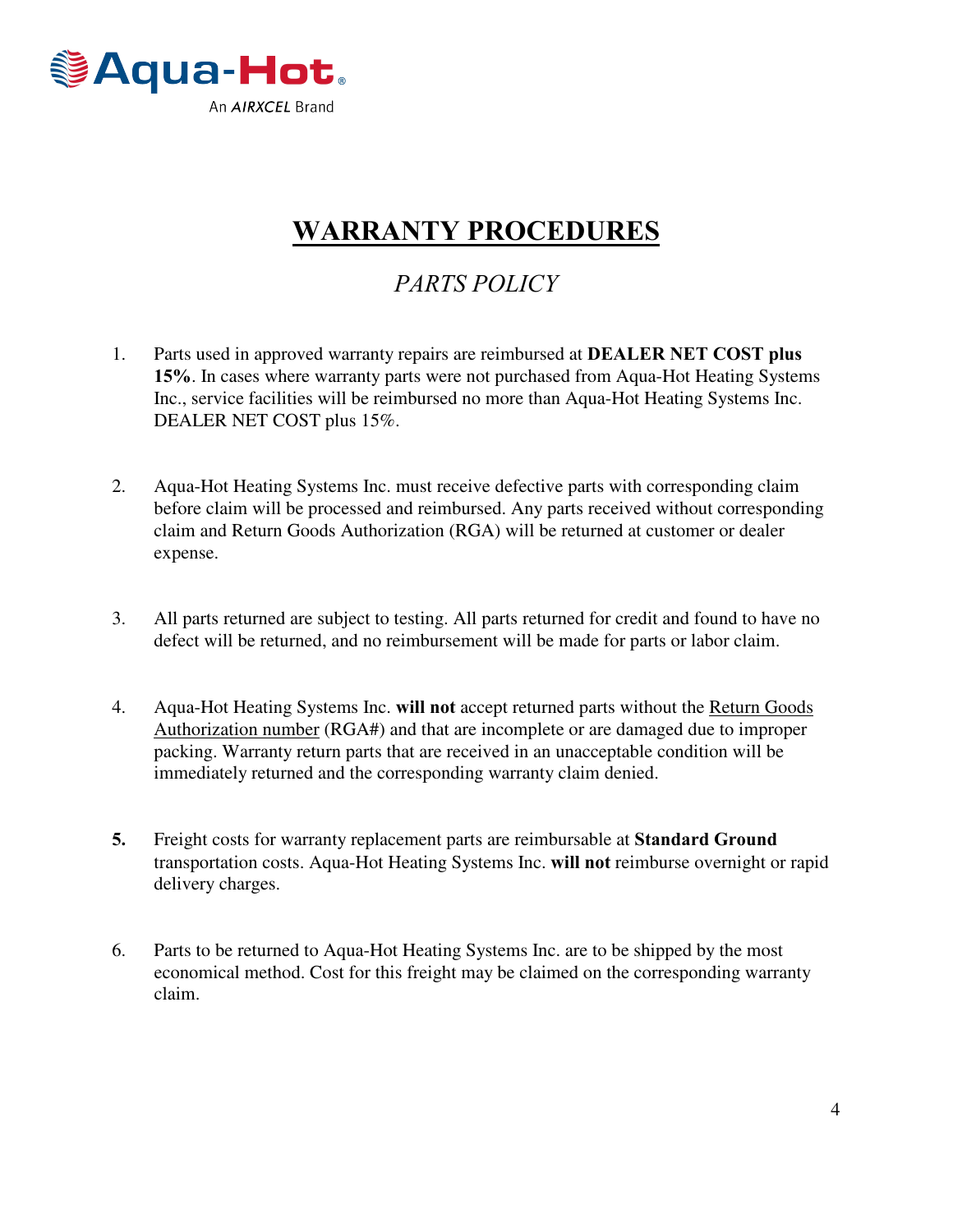# WARRANTY PROCEDURES

## *PARTS POLICY*

1. Parts used in approved warranty repairs are reimbursed at **DEALER NET COST plus 15%**. In cases where warranty parts were not purchased from Aqua-Hot Heating Systems Inc., service facilities will be reimbursed no more than Aqua-Hot Heating Systems Inc. DEALER NET COST plus 15%.

2. Aqua-Hot Heating Systems Inc. must receive defective parts with corresponding claim before claim will be processed and reimbursed. Any parts received without corresponding claim and Return Goods Authorization (RGA) will be returned at customer or dealer expense.

3. All parts returned are subject to testing. All parts returned for credit and found to have no defect will be returned, and no reimbursement will be made for parts or labor claim.

4. Aqua-Hot Heating Systems Inc. **will not** accept returned parts without the <u>Return Goods Authorization number</u> (RGA#) and that are incomplete or are damaged due to improper packing. Warranty return parts that are received in an unacceptable condition will be immediately returned and the corresponding warranty claim denied.

5. Freight costs for warranty replacement parts are reimbursable at **Standard Ground** transportation costs. Aqua-Hot Heating Systems Inc. **will not** reimburse overnight or rapid delivery charges.

6. Parts to be returned to Aqua-Hot Heating Systems Inc. are to be shipped by the most economical method. Cost for this freight may be claimed on the corresponding warranty claim.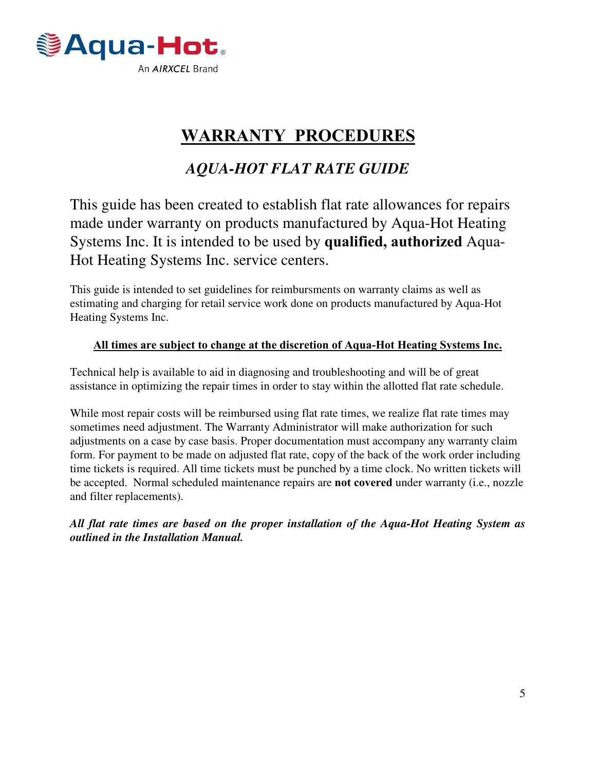# WARRANTY PROCEDURES

## *AQUA-HOT FLAT RATE GUIDE*

This guide has been created to establish flat rate allowances for repairs made under warranty on products manufactured by Aqua-Hot Heating Systems Inc. It is intended to be used by **qualified, authorized** Aqua-Hot Heating Systems Inc. service centers.

This guide is intended to set guidelines for reimbursments on warranty claims as well as estimating and charging for retail service work done on products manufactured by Aqua-Hot Heating Systems Inc.

**All times are subject to change at the discretion of Aqua-Hot Heating Systems Inc.**

Technical help is available to aid in diagnosing and troubleshooting and will be of great assistance in optimizing the repair times in order to stay within the allotted flat rate schedule.

While most repair costs will be reimbursed using flat rate times, we realize flat rate times may sometimes need adjustment. The Warranty Administrator will make authorization for such adjustments on a case by case basis. Proper documentation must accompany any warranty claim form. For payment to be made on adjusted flat rate, copy of the back of the work order including time tickets is required. All time tickets must be punched by a time clock. No written tickets will be accepted. Normal scheduled maintenance repairs are **not covered** under warranty (i.e., nozzle and filter replacements).

***All flat rate times are based on the proper installation of the Aqua-Hot Heating System as outlined in the Installation Manual.***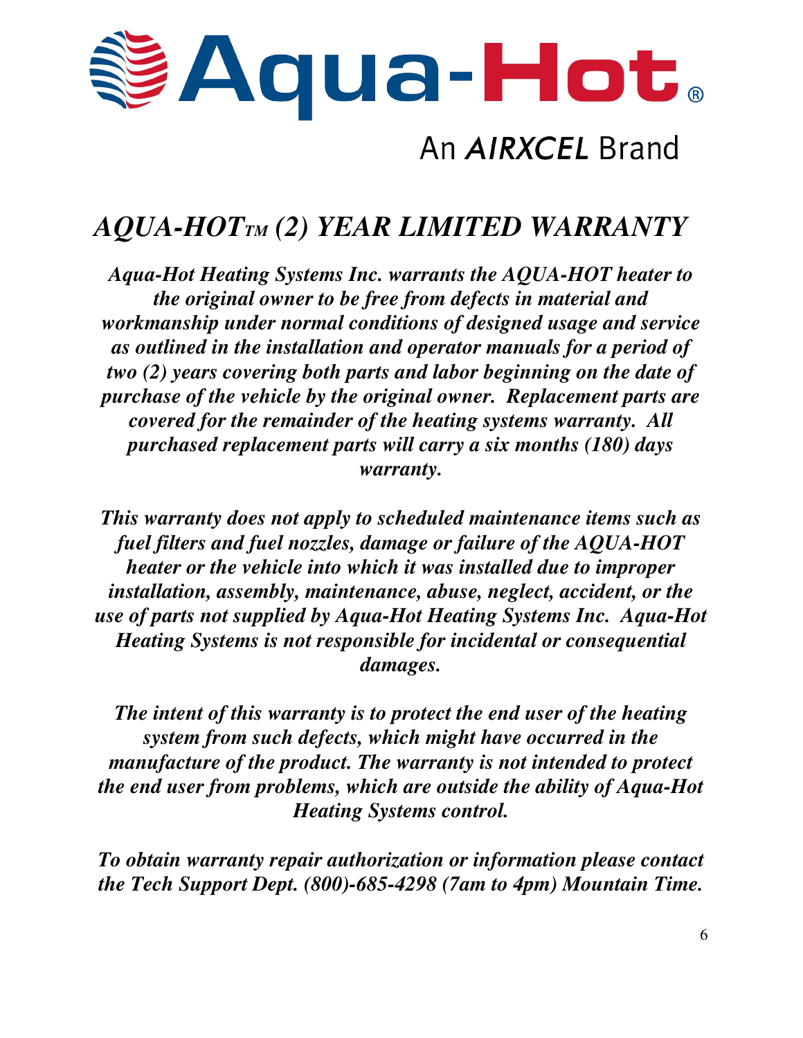Aqua-Hot®

An AIRXCEL Brand

# *AQUA-HOTTM (2) YEAR LIMITED WARRANTY*

***Aqua-Hot Heating Systems Inc. warrants the AQUA-HOT heater to the original owner to be free from defects in material and workmanship under normal conditions of designed usage and service as outlined in the installation and operator manuals for a period of two (2) years covering both parts and labor beginning on the date of purchase of the vehicle by the original owner. Replacement parts are covered for the remainder of the heating systems warranty. All purchased replacement parts will carry a six months (180) days warranty.***

***This warranty does not apply to scheduled maintenance items such as fuel filters and fuel nozzles, damage or failure of the AQUA-HOT heater or the vehicle into which it was installed due to improper installation, assembly, maintenance, abuse, neglect, accident, or the use of parts not supplied by Aqua-Hot Heating Systems Inc. Aqua-Hot Heating Systems is not responsible for incidental or consequential damages.***

***The intent of this warranty is to protect the end user of the heating system from such defects, which might have occurred in the manufacture of the product. The warranty is not intended to protect the end user from problems, which are outside the ability of Aqua-Hot Heating Systems control.***

***To obtain warranty repair authorization or information please contact the Tech Support Dept. (800)-685-4298 (7am to 4pm) Mountain Time.***